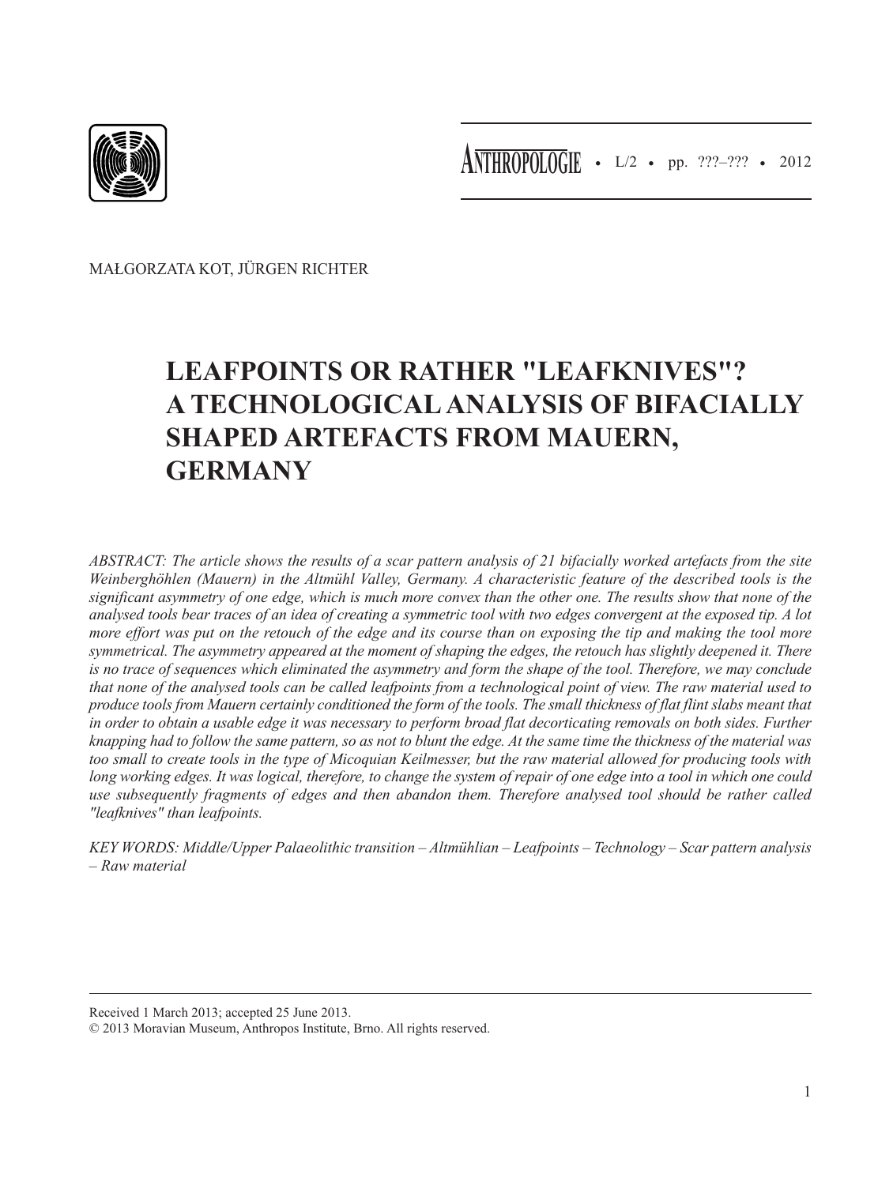MAŁGORZATA KOT, JÜRGEN RICHTER

# LEAFPOINTS OR RATHER "LEAFKNIVES"? A TECHNOLOGICAL ANALYSIS OF BIFACIALLY SHAPED ARTEFACTS FROM MAUERN, GERMANY

*ABSTRACT: The article shows the results of a scar pattern analysis of 21 bifacially worked artefacts from the site Weinberghöhlen (Mauern) in the Altmühl Valley, Germany. A characteristic feature of the described tools is the significant asymmetry of one edge, which is much more convex than the other one. The results show that none of the analysed tools bear traces of an idea of creating a symmetric tool with two edges convergent at the exposed tip. A lot more effort was put on the retouch of the edge and its course than on exposing the tip and making the tool more symmetrical. The asymmetry appeared at the moment of shaping the edges, the retouch has slightly deepened it. There is no trace of sequences which eliminated the asymmetry and form the shape of the tool. Therefore, we may conclude that none of the analysed tools can be called leafpoints from a technological point of view. The raw material used to produce tools from Mauern certainly conditioned the form of the tools. The small thickness of flat flint slabs meant that in order to obtain a usable edge it was necessary to perform broad flat decorticating removals on both sides. Further knapping had to follow the same pattern, so as not to blunt the edge. At the same time the thickness of the material was too small to create tools in the type of Micoquian Keilmesser, but the raw material allowed for producing tools with long working edges. It was logical, therefore, to change the system of repair of one edge into a tool in which one could use subsequently fragments of edges and then abandon them. Therefore analysed tool should be rather called "leafknives" than leafpoints.*

*KEY WORDS: Middle/Upper Palaeolithic transition – Altmühlian – Leafpoints – Technology – Scar pattern analysis – Raw material*

Received 1 March 2013; accepted 25 June 2013.

© 2013 Moravian Museum, Anthropos Institute, Brno. All rights reserved.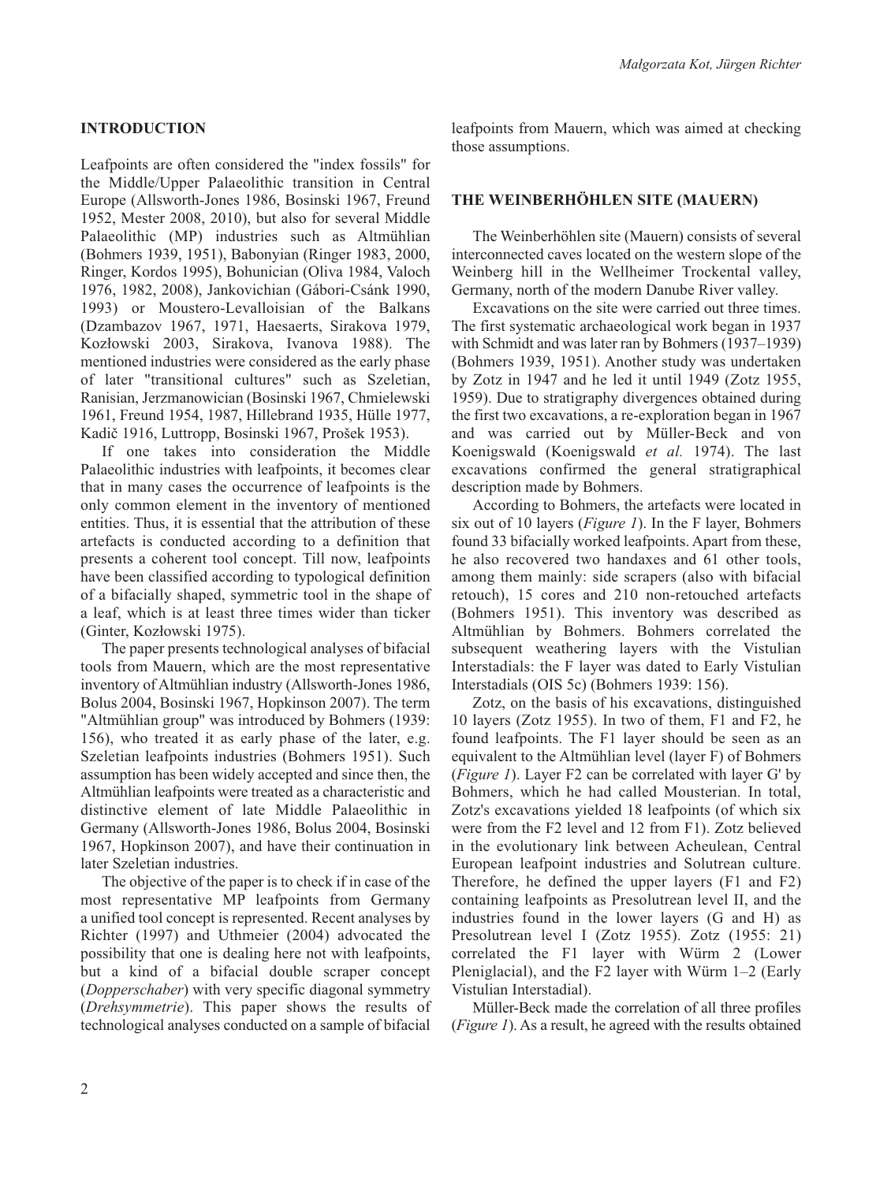## INTRODUCTION

Leafpoints are often considered the "index fossils" for the Middle/Upper Palaeolithic transition in Central Europe (Allsworth-Jones 1986, Bosinski 1967, Freund 1952, Mester 2008, 2010), but also for several Middle Palaeolithic (MP) industries such as Altmühlian (Bohmers 1939, 1951), Babonyian (Ringer 1983, 2000, Ringer, Kordos 1995), Bohunician (Oliva 1984, Valoch 1976, 1982, 2008), Jankovichian (Gábori-Csánk 1990, 1993) or Moustero-Levalloisian of the Balkans (Dzambazov 1967, 1971, Haesaerts, Sirakova 1979, Kozłowski 2003, Sirakova, Ivanova 1988). The mentioned industries were considered as the early phase of later "transitional cultures" such as Szeletian, Ranisian, Jerzmanowician (Bosinski 1967, Chmielewski 1961, Freund 1954, 1987, Hillebrand 1935, Hülle 1977, Kadič 1916, Luttropp, Bosinski 1967, Prošek 1953).

If one takes into consideration the Middle Palaeolithic industries with leafpoints, it becomes clear that in many cases the occurrence of leafpoints is the only common element in the inventory of mentioned entities. Thus, it is essential that the attribution of these artefacts is conducted according to a definition that presents a coherent tool concept. Till now, leafpoints have been classified according to typological definition of a bifacially shaped, symmetric tool in the shape of a leaf, which is at least three times wider than ticker (Ginter, Kozłowski 1975).

The paper presents technological analyses of bifacial tools from Mauern, which are the most representative inventory of Altmühlian industry (Allsworth-Jones 1986, Bolus 2004, Bosinski 1967, Hopkinson 2007). The term "Altmühlian group" was introduced by Bohmers (1939: 156), who treated it as early phase of the later, e.g. Szeletian leafpoints industries (Bohmers 1951). Such assumption has been widely accepted and since then, the Altmühlian leafpoints were treated as a characteristic and distinctive element of late Middle Palaeolithic in Germany (Allsworth-Jones 1986, Bolus 2004, Bosinski 1967, Hopkinson 2007), and have their continuation in later Szeletian industries.

The objective of the paper is to check if in case of the most representative MP leafpoints from Germany a unified tool concept is represented. Recent analyses by Richter (1997) and Uthmeier (2004) advocated the possibility that one is dealing here not with leafpoints, but a kind of a bifacial double scraper concept (*Dopperschaber*) with very specific diagonal symmetry (*Drehsymmetrie*). This paper shows the results of technological analyses conducted on a sample of bifacial leafpoints from Mauern, which was aimed at checking those assumptions.

## THE WEINBERHÖHLEN SITE (MAUERN)

The Weinberhöhlen site (Mauern) consists of several interconnected caves located on the western slope of the Weinberg hill in the Wellheimer Trockental valley, Germany, north of the modern Danube River valley.

Excavations on the site were carried out three times. The first systematic archaeological work began in 1937 with Schmidt and was later ran by Bohmers (1937–1939) (Bohmers 1939, 1951). Another study was undertaken by Zotz in 1947 and he led it until 1949 (Zotz 1955, 1959). Due to stratigraphy divergences obtained during the first two excavations, a re-exploration began in 1967 and was carried out by Müller-Beck and von Koenigswald (Koenigswald *et al.* 1974). The last excavations confirmed the general stratigraphical description made by Bohmers.

According to Bohmers, the artefacts were located in six out of 10 layers (*Figure 1*). In the F layer, Bohmers found 33 bifacially worked leafpoints. Apart from these, he also recovered two handaxes and 61 other tools, among them mainly: side scrapers (also with bifacial retouch), 15 cores and 210 non-retouched artefacts (Bohmers 1951). This inventory was described as Altmühlian by Bohmers. Bohmers correlated the subsequent weathering layers with the Vistulian Interstadials: the F layer was dated to Early Vistulian Interstadials (OIS 5c) (Bohmers 1939: 156).

Zotz, on the basis of his excavations, distinguished 10 layers (Zotz 1955). In two of them, F1 and F2, he found leafpoints. The F1 layer should be seen as an equivalent to the Altmühlian level (layer F) of Bohmers (*Figure 1*). Layer F2 can be correlated with layer G' by Bohmers, which he had called Mousterian. In total, Zotz's excavations yielded 18 leafpoints (of which six were from the F2 level and 12 from F1). Zotz believed in the evolutionary link between Acheulean, Central European leafpoint industries and Solutrean culture. Therefore, he defined the upper layers (F1 and F2) containing leafpoints as Presolutrean level II, and the industries found in the lower layers (G and H) as Presolutrean level I (Zotz 1955). Zotz (1955: 21) correlated the F1 layer with Würm 2 (Lower Pleniglacial), and the F2 layer with Würm 1–2 (Early Vistulian Interstadial).

Müller-Beck made the correlation of all three profiles (*Figure 1*). As a result, he agreed with the results obtained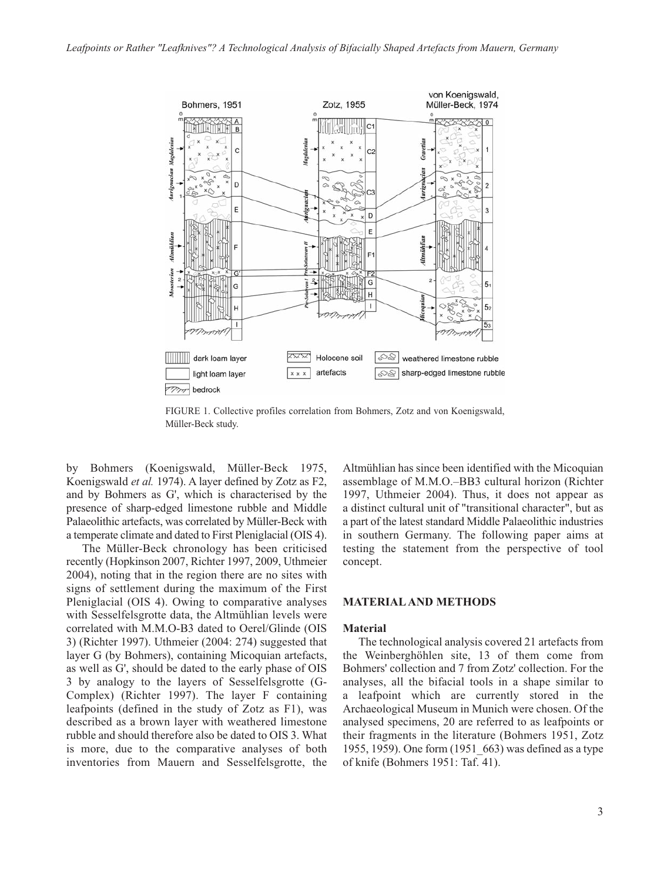FIGURE 1. Collective profiles correlation from Bohmers, Zotz and von Koenigswald, Müller-Beck study.

by Bohmers (Koenigswald, Müller-Beck 1975, Koenigswald *et al.* 1974). A layer defined by Zotz as F2, and by Bohmers as G', which is characterised by the presence of sharp-edged limestone rubble and Middle Palaeolithic artefacts, was correlated by Müller-Beck with a temperate climate and dated to First Pleniglacial (OIS 4).

The Müller-Beck chronology has been criticised recently (Hopkinson 2007, Richter 1997, 2009, Uthmeier 2004), noting that in the region there are no sites with signs of settlement during the maximum of the First Pleniglacial (OIS 4). Owing to comparative analyses with Sesselfelsgrotte data, the Altmühlian levels were correlated with M.M.O-B3 dated to Oerel/Glinde (OIS 3) (Richter 1997). Uthmeier (2004: 274) suggested that layer G (by Bohmers), containing Micoquian artefacts, as well as G', should be dated to the early phase of OIS 3 by analogy to the layers of Sesselfelsgrotte (G-Complex) (Richter 1997). The layer F containing leafpoints (defined in the study of Zotz as F1), was described as a brown layer with weathered limestone rubble and should therefore also be dated to OIS 3. What is more, due to the comparative analyses of both inventories from Mauern and Sesselfelsgrotte, the Altmühlian has since been identified with the Micoquian assemblage of M.M.O.–BB3 cultural horizon (Richter 1997, Uthmeier 2004). Thus, it does not appear as a distinct cultural unit of "transitional character", but as a part of the latest standard Middle Palaeolithic industries in southern Germany. The following paper aims at testing the statement from the perspective of tool concept.

## MATERIAL AND METHODS

### Material

The technological analysis covered 21 artefacts from the Weinberghöhlen site, 13 of them come from Bohmers' collection and 7 from Zotz' collection. For the analyses, all the bifacial tools in a shape similar to a leafpoint which are currently stored in the Archaeological Museum in Munich were chosen. Of the analysed specimens, 20 are referred to as leafpoints or their fragments in the literature (Bohmers 1951, Zotz 1955, 1959). One form (1951_663) was defined as a type of knife (Bohmers 1951: Taf. 41).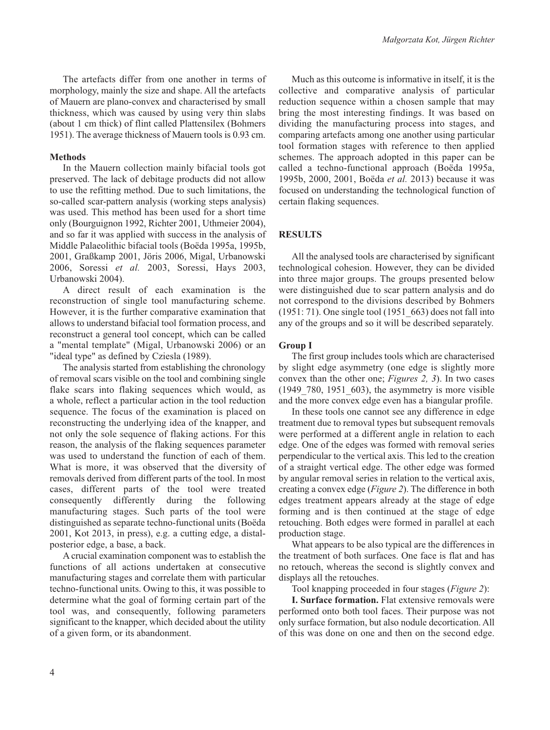The artefacts differ from one another in terms of morphology, mainly the size and shape. All the artefacts of Mauern are plano-convex and characterised by small thickness, which was caused by using very thin slabs (about 1 cm thick) of flint called Plattensilex (Bohmers 1951). The average thickness of Mauern tools is 0.93 cm.

### Methods

In the Mauern collection mainly bifacial tools got preserved. The lack of debitage products did not allow to use the refitting method. Due to such limitations, the so-called scar-pattern analysis (working steps analysis) was used. This method has been used for a short time only (Bourguignon 1992, Richter 2001, Uthmeier 2004), and so far it was applied with success in the analysis of Middle Palaeolithic bifacial tools (Boëda 1995a, 1995b, 2001, Graßkamp 2001, Jöris 2006, Migal, Urbanowski 2006, Soressi *et al.* 2003, Soressi, Hays 2003, Urbanowski 2004).

A direct result of each examination is the reconstruction of single tool manufacturing scheme. However, it is the further comparative examination that allows to understand bifacial tool formation process, and reconstruct a general tool concept, which can be called a "mental template" (Migal, Urbanowski 2006) or an "ideal type" as defined by Cziesla (1989).

The analysis started from establishing the chronology of removal scars visible on the tool and combining single flake scars into flaking sequences which would, as a whole, reflect a particular action in the tool reduction sequence. The focus of the examination is placed on reconstructing the underlying idea of the knapper, and not only the sole sequence of flaking actions. For this reason, the analysis of the flaking sequences parameter was used to understand the function of each of them. What is more, it was observed that the diversity of removals derived from different parts of the tool. In most cases, different parts of the tool were treated consequently differently during the following manufacturing stages. Such parts of the tool were distinguished as separate techno-functional units (Boëda 2001, Kot 2013, in press), e.g. a cutting edge, a distal-posterior edge, a base, a back.

A crucial examination component was to establish the functions of all actions undertaken at consecutive manufacturing stages and correlate them with particular techno-functional units. Owing to this, it was possible to determine what the goal of forming certain part of the tool was, and consequently, following parameters significant to the knapper, which decided about the utility of a given form, or its abandonment.

Much as this outcome is informative in itself, it is the collective and comparative analysis of particular reduction sequence within a chosen sample that may bring the most interesting findings. It was based on dividing the manufacturing process into stages, and comparing artefacts among one another using particular tool formation stages with reference to then applied schemes. The approach adopted in this paper can be called a techno-functional approach (Boëda 1995a, 1995b, 2000, 2001, Boëda *et al.* 2013) because it was focused on understanding the technological function of certain flaking sequences.

## RESULTS

All the analysed tools are characterised by significant technological cohesion. However, they can be divided into three major groups. The groups presented below were distinguished due to scar pattern analysis and do not correspond to the divisions described by Bohmers (1951: 71). One single tool (1951_663) does not fall into any of the groups and so it will be described separately.

### Group I

The first group includes tools which are characterised by slight edge asymmetry (one edge is slightly more convex than the other one; *Figures 2, 3*). In two cases (1949_780, 1951_603), the asymmetry is more visible and the more convex edge even has a biangular profile.

In these tools one cannot see any difference in edge treatment due to removal types but subsequent removals were performed at a different angle in relation to each edge. One of the edges was formed with removal series perpendicular to the vertical axis. This led to the creation of a straight vertical edge. The other edge was formed by angular removal series in relation to the vertical axis, creating a convex edge (*Figure 2*). The difference in both edges treatment appears already at the stage of edge forming and is then continued at the stage of edge retouching. Both edges were formed in parallel at each production stage.

What appears to be also typical are the differences in the treatment of both surfaces. One face is flat and has no retouch, whereas the second is slightly convex and displays all the retouches.

Tool knapping proceeded in four stages (*Figure 2*):

**I. Surface formation.** Flat extensive removals were performed onto both tool faces. Their purpose was not only surface formation, but also nodule decortication. All of this was done on one and then on the second edge.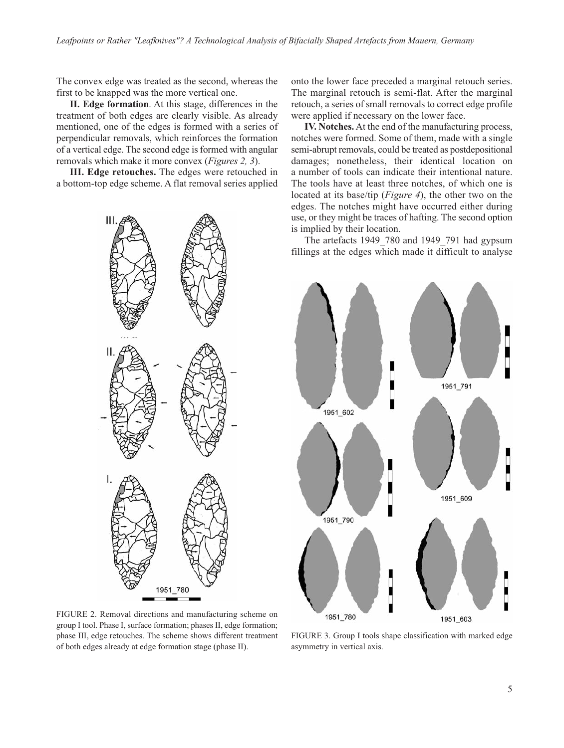The convex edge was treated as the second, whereas the first to be knapped was the more vertical one.

**II. Edge formation**. At this stage, differences in the treatment of both edges are clearly visible. As already mentioned, one of the edges is formed with a series of perpendicular removals, which reinforces the formation of a vertical edge. The second edge is formed with angular removals which make it more convex (*Figures 2, 3*).

**III. Edge retouches.** The edges were retouched in a bottom-top edge scheme. A flat removal series applied onto the lower face preceded a marginal retouch series. The marginal retouch is semi-flat. After the marginal retouch, a series of small removals to correct edge profile were applied if necessary on the lower face.

FIGURE 2. Removal directions and manufacturing scheme on group I tool. Phase I, surface formation; phases II, edge formation; phase III, edge retouches. The scheme shows different treatment of both edges already at edge formation stage (phase II).

**IV. Notches.** At the end of the manufacturing process, notches were formed. Some of them, made with a single semi-abrupt removals, could be treated as postdepositional damages; nonetheless, their identical location on a number of tools can indicate their intentional nature. The tools have at least three notches, of which one is located at its base/tip (*Figure 4*), the other two on the edges. The notches might have occurred either during use, or they might be traces of hafting. The second option is implied by their location.

The artefacts 1949_780 and 1949_791 had gypsum fillings at the edges which made it difficult to analyse

FIGURE 3. Group I tools shape classification with marked edge asymmetry in vertical axis.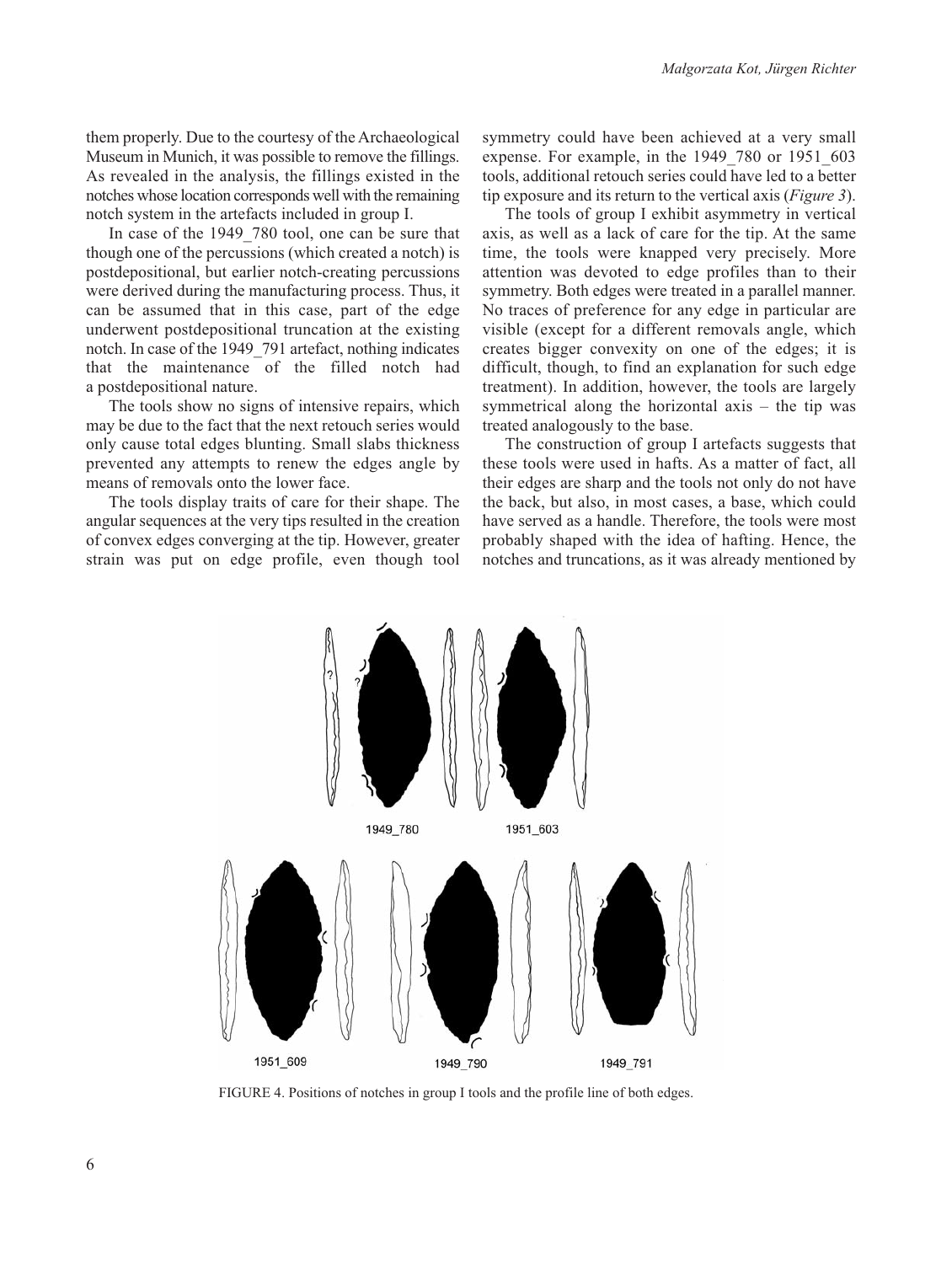them properly. Due to the courtesy of the Archaeological Museum in Munich, it was possible to remove the fillings. As revealed in the analysis, the fillings existed in the notches whose location corresponds well with the remaining notch system in the artefacts included in group I.

In case of the 1949_780 tool, one can be sure that though one of the percussions (which created a notch) is postdepositional, but earlier notch-creating percussions were derived during the manufacturing process. Thus, it can be assumed that in this case, part of the edge underwent postdepositional truncation at the existing notch. In case of the 1949_791 artefact, nothing indicates that the maintenance of the filled notch had a postdepositional nature.

The tools show no signs of intensive repairs, which may be due to the fact that the next retouch series would only cause total edges blunting. Small slabs thickness prevented any attempts to renew the edges angle by means of removals onto the lower face.

The tools display traits of care for their shape. The angular sequences at the very tips resulted in the creation of convex edges converging at the tip. However, greater strain was put on edge profile, even though tool symmetry could have been achieved at a very small expense. For example, in the 1949_780 or 1951_603 tools, additional retouch series could have led to a better tip exposure and its return to the vertical axis (*Figure 3*).

The tools of group I exhibit asymmetry in vertical axis, as well as a lack of care for the tip. At the same time, the tools were knapped very precisely. More attention was devoted to edge profiles than to their symmetry. Both edges were treated in a parallel manner. No traces of preference for any edge in particular are visible (except for a different removals angle, which creates bigger convexity on one of the edges; it is difficult, though, to find an explanation for such edge treatment). In addition, however, the tools are largely symmetrical along the horizontal axis – the tip was treated analogously to the base.

The construction of group I artefacts suggests that these tools were used in hafts. As a matter of fact, all their edges are sharp and the tools not only do not have the back, but also, in most cases, a base, which could have served as a handle. Therefore, the tools were most probably shaped with the idea of hafting. Hence, the notches and truncations, as it was already mentioned by

FIGURE 4. Positions of notches in group I tools and the profile line of both edges.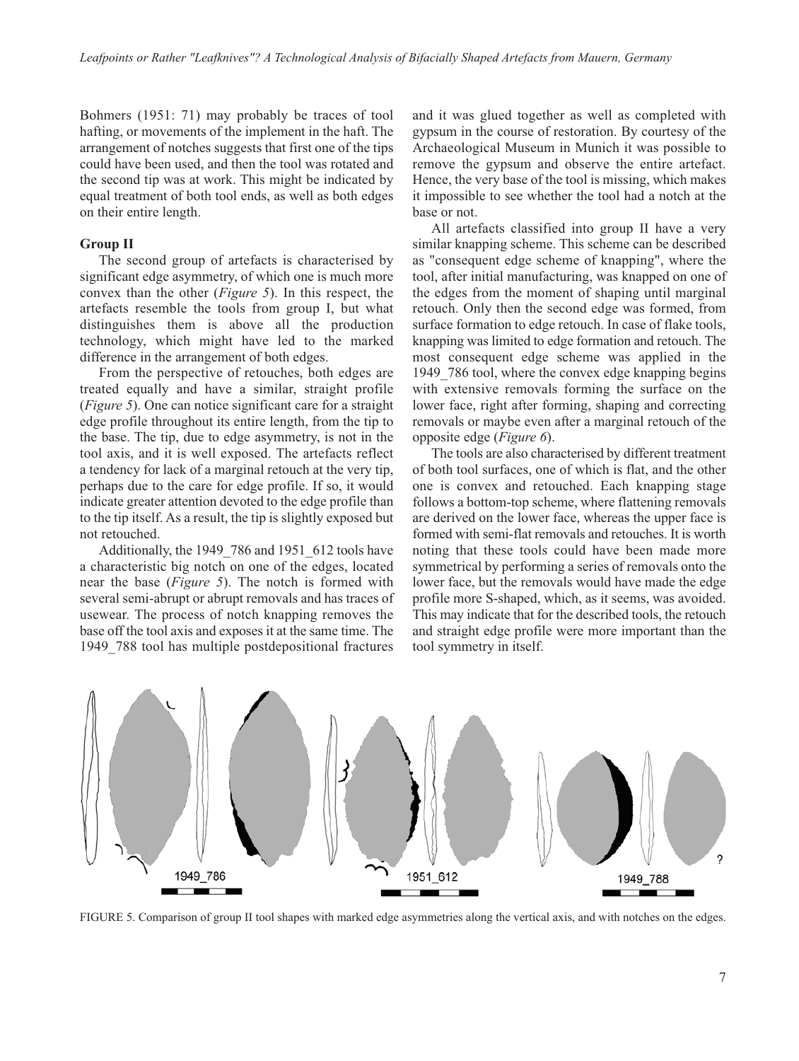Bohmers (1951: 71) may probably be traces of tool hafting, or movements of the implement in the haft. The arrangement of notches suggests that first one of the tips could have been used, and then the tool was rotated and the second tip was at work. This might be indicated by equal treatment of both tool ends, as well as both edges on their entire length.

**Group II**

The second group of artefacts is characterised by significant edge asymmetry, of which one is much more convex than the other (*Figure 5*). In this respect, the artefacts resemble the tools from group I, but what distinguishes them is above all the production technology, which might have led to the marked difference in the arrangement of both edges.

From the perspective of retouches, both edges are treated equally and have a similar, straight profile (*Figure 5*). One can notice significant care for a straight edge profile throughout its entire length, from the tip to the base. The tip, due to edge asymmetry, is not in the tool axis, and it is well exposed. The artefacts reflect a tendency for lack of a marginal retouch at the very tip, perhaps due to the care for edge profile. If so, it would indicate greater attention devoted to the edge profile than to the tip itself. As a result, the tip is slightly exposed but not retouched.

Additionally, the 1949_786 and 1951_612 tools have a characteristic big notch on one of the edges, located near the base (*Figure 5*). The notch is formed with several semi-abrupt or abrupt removals and has traces of usewear. The process of notch knapping removes the base off the tool axis and exposes it at the same time. The 1949_788 tool has multiple postdepositional fractures and it was glued together as well as completed with gypsum in the course of restoration. By courtesy of the Archaeological Museum in Munich it was possible to remove the gypsum and observe the entire artefact. Hence, the very base of the tool is missing, which makes it impossible to see whether the tool had a notch at the base or not.

All artefacts classified into group II have a very similar knapping scheme. This scheme can be described as "consequent edge scheme of knapping", where the tool, after initial manufacturing, was knapped on one of the edges from the moment of shaping until marginal retouch. Only then the second edge was formed, from surface formation to edge retouch. In case of flake tools, knapping was limited to edge formation and retouch. The most consequent edge scheme was applied in the 1949_786 tool, where the convex edge knapping begins with extensive removals forming the surface on the lower face, right after forming, shaping and correcting removals or maybe even after a marginal retouch of the opposite edge (*Figure 6*).

The tools are also characterised by different treatment of both tool surfaces, one of which is flat, and the other one is convex and retouched. Each knapping stage follows a bottom-top scheme, where flattening removals are derived on the lower face, whereas the upper face is formed with semi-flat removals and retouches. It is worth noting that these tools could have been made more symmetrical by performing a series of removals onto the lower face, but the removals would have made the edge profile more S-shaped, which, as it seems, was avoided. This may indicate that for the described tools, the retouch and straight edge profile were more important than the tool symmetry in itself.

FIGURE 5. Comparison of group II tool shapes with marked edge asymmetries along the vertical axis, and with notches on the edges.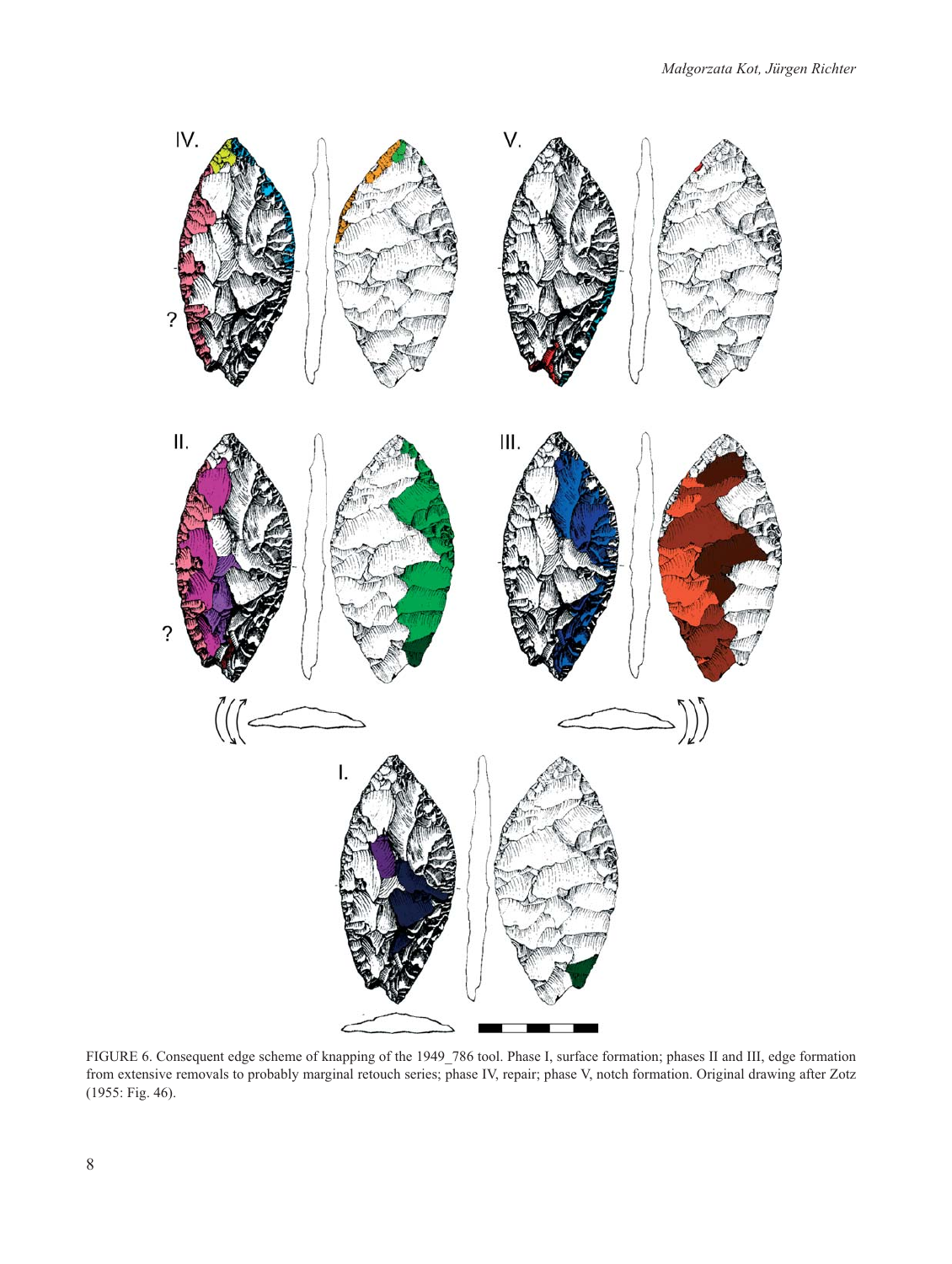FIGURE 6. Consequent edge scheme of knapping of the 1949_786 tool. Phase I, surface formation; phases II and III, edge formation from extensive removals to probably marginal retouch series; phase IV, repair; phase V, notch formation. Original drawing after Zotz (1955: Fig. 46).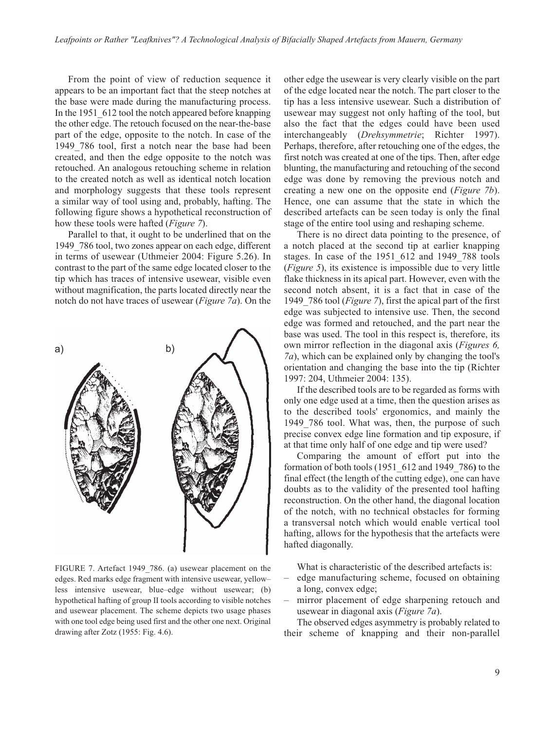From the point of view of reduction sequence it appears to be an important fact that the steep notches at the base were made during the manufacturing process. In the 1951_612 tool the notch appeared before knapping the other edge. The retouch focused on the near-the-base part of the edge, opposite to the notch. In case of the 1949_786 tool, first a notch near the base had been created, and then the edge opposite to the notch was retouched. An analogous retouching scheme in relation to the created notch as well as identical notch location and morphology suggests that these tools represent a similar way of tool using and, probably, hafting. The following figure shows a hypothetical reconstruction of how these tools were hafted (*Figure 7*).

Parallel to that, it ought to be underlined that on the 1949_786 tool, two zones appear on each edge, different in terms of usewear (Uthmeier 2004: Figure 5.26). In contrast to the part of the same edge located closer to the tip which has traces of intensive usewear, visible even without magnification, the parts located directly near the notch do not have traces of usewear (*Figure 7a*). On the other edge the usewear is very clearly visible on the part of the edge located near the notch. The part closer to the tip has a less intensive usewear. Such a distribution of usewear may suggest not only hafting of the tool, but also the fact that the edges could have been used interchangeably (*Drehsymmetrie*; Richter 1997). Perhaps, therefore, after retouching one of the edges, the first notch was created at one of the tips. Then, after edge blunting, the manufacturing and retouching of the second edge was done by removing the previous notch and creating a new one on the opposite end (*Figure 7b*). Hence, one can assume that the state in which the described artefacts can be seen today is only the final stage of the entire tool using and reshaping scheme.

FIGURE 7. Artefact 1949_786. (a) usewear placement on the edges. Red marks edge fragment with intensive usewear, yellow–less intensive usewear, blue–edge without usewear; (b) hypothetical hafting of group II tools according to visible notches and usewear placement. The scheme depicts two usage phases with one tool edge being used first and the other one next. Original drawing after Zotz (1955: Fig. 4.6).

There is no direct data pointing to the presence, of a notch placed at the second tip at earlier knapping stages. In case of the 1951_612 and 1949_788 tools (*Figure 5*), its existence is impossible due to very little flake thickness in its apical part. However, even with the second notch absent, it is a fact that in case of the 1949_786 tool (*Figure 7*), first the apical part of the first edge was subjected to intensive use. Then, the second edge was formed and retouched, and the part near the base was used. The tool in this respect is, therefore, its own mirror reflection in the diagonal axis (*Figures 6, 7a*), which can be explained only by changing the tool's orientation and changing the base into the tip (Richter 1997: 204, Uthmeier 2004: 135).

If the described tools are to be regarded as forms with only one edge used at a time, then the question arises as to the described tools' ergonomics, and mainly the 1949_786 tool. What was, then, the purpose of such precise convex edge line formation and tip exposure, if at that time only half of one edge and tip were used?

Comparing the amount of effort put into the formation of both tools (1951_612 and 1949_786**)** to the final effect (the length of the cutting edge), one can have doubts as to the validity of the presented tool hafting reconstruction. On the other hand, the diagonal location of the notch, with no technical obstacles for forming a transversal notch which would enable vertical tool hafting, allows for the hypothesis that the artefacts were hafted diagonally.

What is characteristic of the described artefacts is:

- edge manufacturing scheme, focused on obtaining a long, convex edge;
- mirror placement of edge sharpening retouch and usewear in diagonal axis (*Figure 7a*).

The observed edges asymmetry is probably related to their scheme of knapping and their non-parallel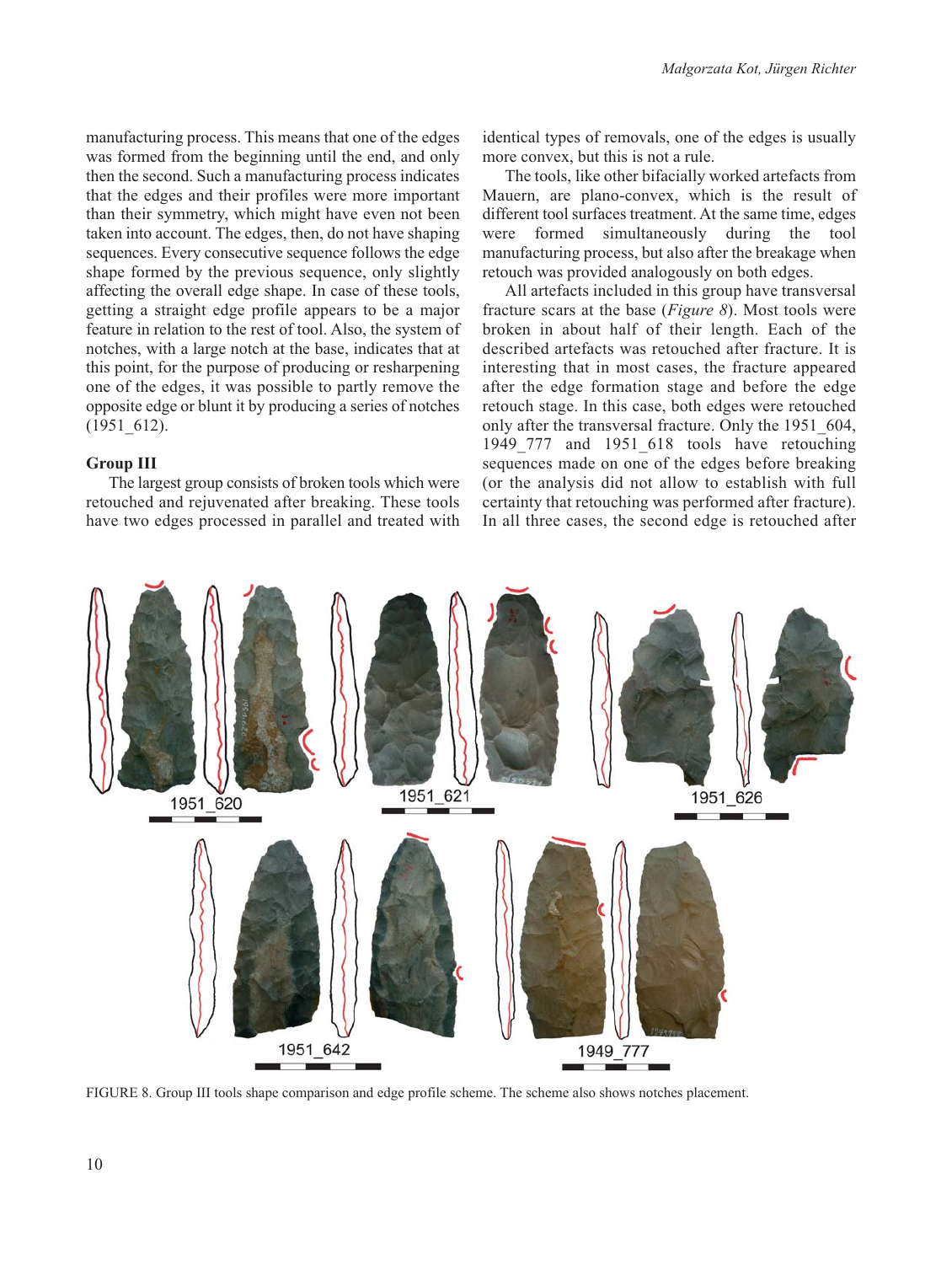manufacturing process. This means that one of the edges was formed from the beginning until the end, and only then the second. Such a manufacturing process indicates that the edges and their profiles were more important than their symmetry, which might have even not been taken into account. The edges, then, do not have shaping sequences. Every consecutive sequence follows the edge shape formed by the previous sequence, only slightly affecting the overall edge shape. In case of these tools, getting a straight edge profile appears to be a major feature in relation to the rest of tool. Also, the system of notches, with a large notch at the base, indicates that at this point, for the purpose of producing or resharpening one of the edges, it was possible to partly remove the opposite edge or blunt it by producing a series of notches (1951_612).

### Group III

The largest group consists of broken tools which were retouched and rejuvenated after breaking. These tools have two edges processed in parallel and treated with identical types of removals, one of the edges is usually more convex, but this is not a rule.

The tools, like other bifacially worked artefacts from Mauern, are plano-convex, which is the result of different tool surfaces treatment. At the same time, edges were formed simultaneously during the tool manufacturing process, but also after the breakage when retouch was provided analogously on both edges.

All artefacts included in this group have transversal fracture scars at the base (*Figure 8*). Most tools were broken in about half of their length. Each of the described artefacts was retouched after fracture. It is interesting that in most cases, the fracture appeared after the edge formation stage and before the edge retouch stage. In this case, both edges were retouched only after the transversal fracture. Only the 1951_604, 1949_777 and 1951_618 tools have retouching sequences made on one of the edges before breaking (or the analysis did not allow to establish with full certainty that retouching was performed after fracture). In all three cases, the second edge is retouched after

FIGURE 8. Group III tools shape comparison and edge profile scheme. The scheme also shows notches placement.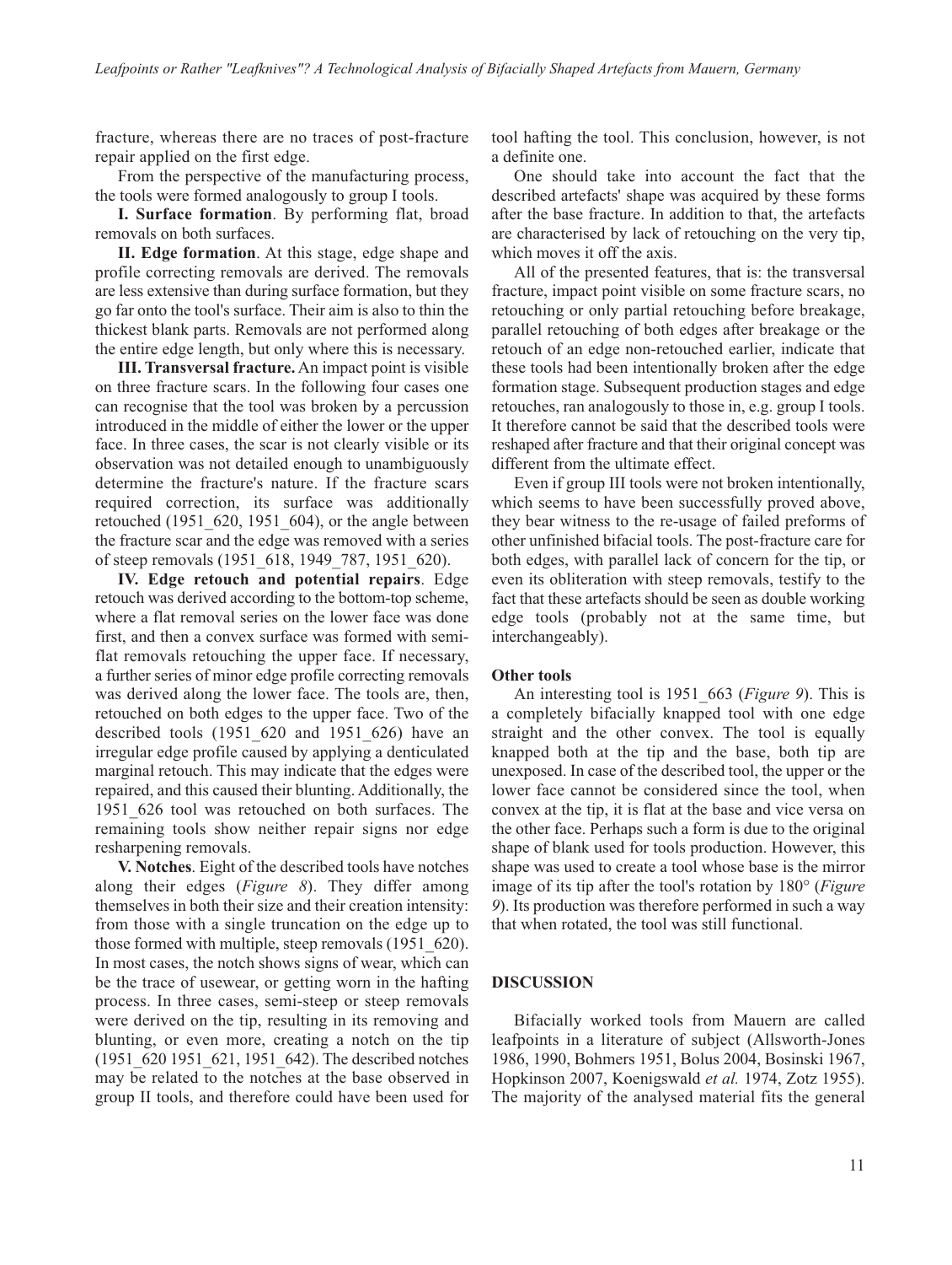fracture, whereas there are no traces of post-fracture repair applied on the first edge.

From the perspective of the manufacturing process, the tools were formed analogously to group I tools.

**I. Surface formation**. By performing flat, broad removals on both surfaces.

**II. Edge formation**. At this stage, edge shape and profile correcting removals are derived. The removals are less extensive than during surface formation, but they go far onto the tool's surface. Their aim is also to thin the thickest blank parts. Removals are not performed along the entire edge length, but only where this is necessary.

**III. Transversal fracture.** An impact point is visible on three fracture scars. In the following four cases one can recognise that the tool was broken by a percussion introduced in the middle of either the lower or the upper face. In three cases, the scar is not clearly visible or its observation was not detailed enough to unambiguously determine the fracture's nature. If the fracture scars required correction, its surface was additionally retouched (1951_620, 1951_604), or the angle between the fracture scar and the edge was removed with a series of steep removals (1951_618, 1949_787, 1951_620).

**IV. Edge retouch and potential repairs**. Edge retouch was derived according to the bottom-top scheme, where a flat removal series on the lower face was done first, and then a convex surface was formed with semi-flat removals retouching the upper face. If necessary, a further series of minor edge profile correcting removals was derived along the lower face. The tools are, then, retouched on both edges to the upper face. Two of the described tools (1951_620 and 1951_626) have an irregular edge profile caused by applying a denticulated marginal retouch. This may indicate that the edges were repaired, and this caused their blunting. Additionally, the 1951_626 tool was retouched on both surfaces. The remaining tools show neither repair signs nor edge resharpening removals.

**V. Notches**. Eight of the described tools have notches along their edges (*Figure 8*). They differ among themselves in both their size and their creation intensity: from those with a single truncation on the edge up to those formed with multiple, steep removals (1951_620). In most cases, the notch shows signs of wear, which can be the trace of usewear, or getting worn in the hafting process. In three cases, semi-steep or steep removals were derived on the tip, resulting in its removing and blunting, or even more, creating a notch on the tip (1951_620 1951_621, 1951_642). The described notches may be related to the notches at the base observed in group II tools, and therefore could have been used for tool hafting the tool. This conclusion, however, is not a definite one.

One should take into account the fact that the described artefacts' shape was acquired by these forms after the base fracture. In addition to that, the artefacts are characterised by lack of retouching on the very tip, which moves it off the axis.

All of the presented features, that is: the transversal fracture, impact point visible on some fracture scars, no retouching or only partial retouching before breakage, parallel retouching of both edges after breakage or the retouch of an edge non-retouched earlier, indicate that these tools had been intentionally broken after the edge formation stage. Subsequent production stages and edge retouches, ran analogously to those in, e.g. group I tools. It therefore cannot be said that the described tools were reshaped after fracture and that their original concept was different from the ultimate effect.

Even if group III tools were not broken intentionally, which seems to have been successfully proved above, they bear witness to the re-usage of failed preforms of other unfinished bifacial tools. The post-fracture care for both edges, with parallel lack of concern for the tip, or even its obliteration with steep removals, testify to the fact that these artefacts should be seen as double working edge tools (probably not at the same time, but interchangeably).

### Other tools

An interesting tool is 1951_663 (*Figure 9*). This is a completely bifacially knapped tool with one edge straight and the other convex. The tool is equally knapped both at the tip and the base, both tip are unexposed. In case of the described tool, the upper or the lower face cannot be considered since the tool, when convex at the tip, it is flat at the base and vice versa on the other face. Perhaps such a form is due to the original shape of blank used for tools production. However, this shape was used to create a tool whose base is the mirror image of its tip after the tool's rotation by 180° (*Figure 9*). Its production was therefore performed in such a way that when rotated, the tool was still functional.

## DISCUSSION

Bifacially worked tools from Mauern are called leafpoints in a literature of subject (Allsworth-Jones 1986, 1990, Bohmers 1951, Bolus 2004, Bosinski 1967, Hopkinson 2007, Koenigswald *et al.* 1974, Zotz 1955). The majority of the analysed material fits the general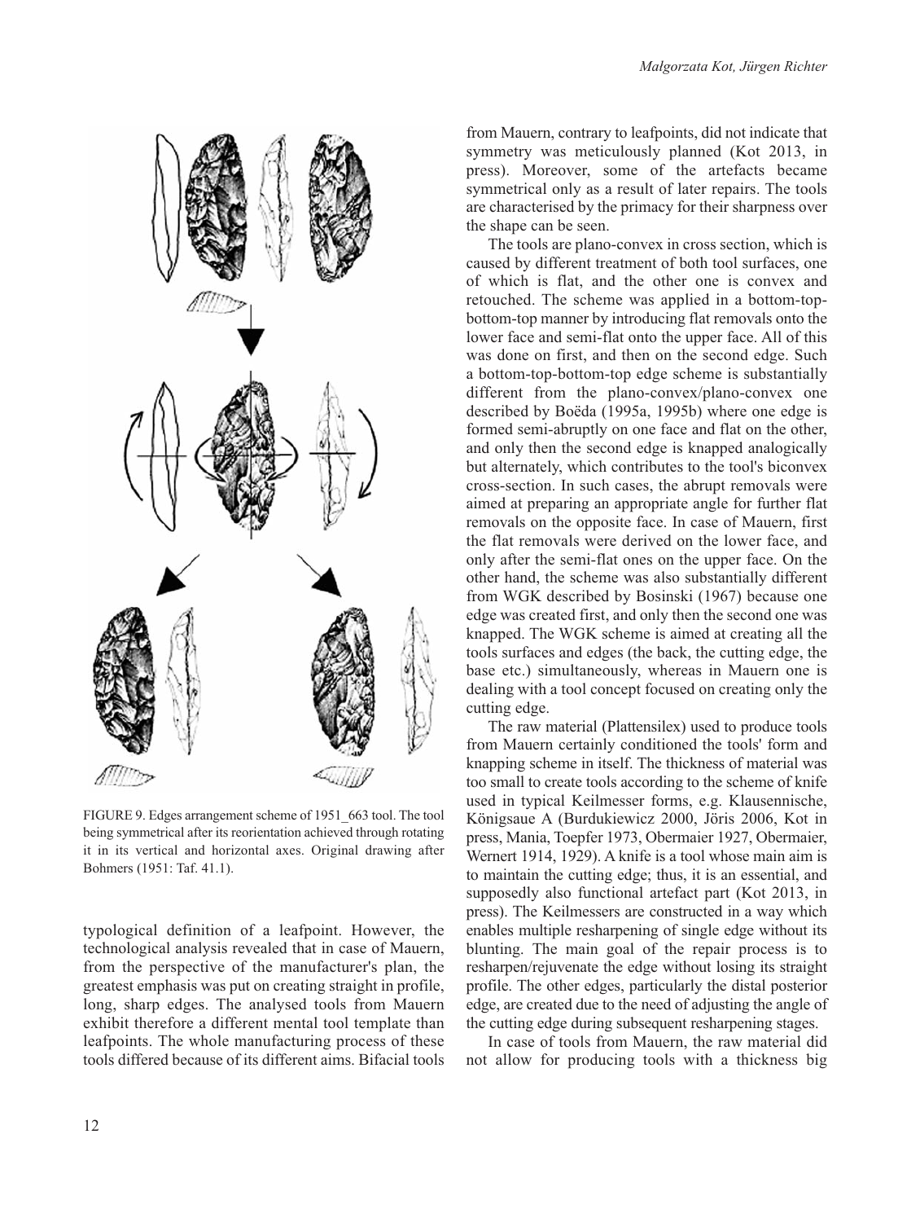FIGURE 9. Edges arrangement scheme of 1951_663 tool. The tool being symmetrical after its reorientation achieved through rotating it in its vertical and horizontal axes. Original drawing after Bohmers (1951: Taf. 41.1).

typological definition of a leafpoint. However, the technological analysis revealed that in case of Mauern, from the perspective of the manufacturer's plan, the greatest emphasis was put on creating straight in profile, long, sharp edges. The analysed tools from Mauern exhibit therefore a different mental tool template than leafpoints. The whole manufacturing process of these tools differed because of its different aims. Bifacial tools from Mauern, contrary to leafpoints, did not indicate that symmetry was meticulously planned (Kot 2013, in press). Moreover, some of the artefacts became symmetrical only as a result of later repairs. The tools are characterised by the primacy for their sharpness over the shape can be seen.

The tools are plano-convex in cross section, which is caused by different treatment of both tool surfaces, one of which is flat, and the other one is convex and retouched. The scheme was applied in a bottom-top-bottom-top manner by introducing flat removals onto the lower face and semi-flat onto the upper face. All of this was done on first, and then on the second edge. Such a bottom-top-bottom-top edge scheme is substantially different from the plano-convex/plano-convex one described by Boëda (1995a, 1995b) where one edge is formed semi-abruptly on one face and flat on the other, and only then the second edge is knapped analogically but alternately, which contributes to the tool's biconvex cross-section. In such cases, the abrupt removals were aimed at preparing an appropriate angle for further flat removals on the opposite face. In case of Mauern, first the flat removals were derived on the lower face, and only after the semi-flat ones on the upper face. On the other hand, the scheme was also substantially different from WGK described by Bosinski (1967) because one edge was created first, and only then the second one was knapped. The WGK scheme is aimed at creating all the tools surfaces and edges (the back, the cutting edge, the base etc.) simultaneously, whereas in Mauern one is dealing with a tool concept focused on creating only the cutting edge.

The raw material (Plattensilex) used to produce tools from Mauern certainly conditioned the tools' form and knapping scheme in itself. The thickness of material was too small to create tools according to the scheme of knife used in typical Keilmesser forms, e.g. Klausennische, Königsaue A (Burdukiewicz 2000, Jöris 2006, Kot in press, Mania, Toepfer 1973, Obermaier 1927, Obermaier, Wernert 1914, 1929). A knife is a tool whose main aim is to maintain the cutting edge; thus, it is an essential, and supposedly also functional artefact part (Kot 2013, in press). The Keilmessers are constructed in a way which enables multiple resharpening of single edge without its blunting. The main goal of the repair process is to resharpen/rejuvenate the edge without losing its straight profile. The other edges, particularly the distal posterior edge, are created due to the need of adjusting the angle of the cutting edge during subsequent resharpening stages.

In case of tools from Mauern, the raw material did not allow for producing tools with a thickness big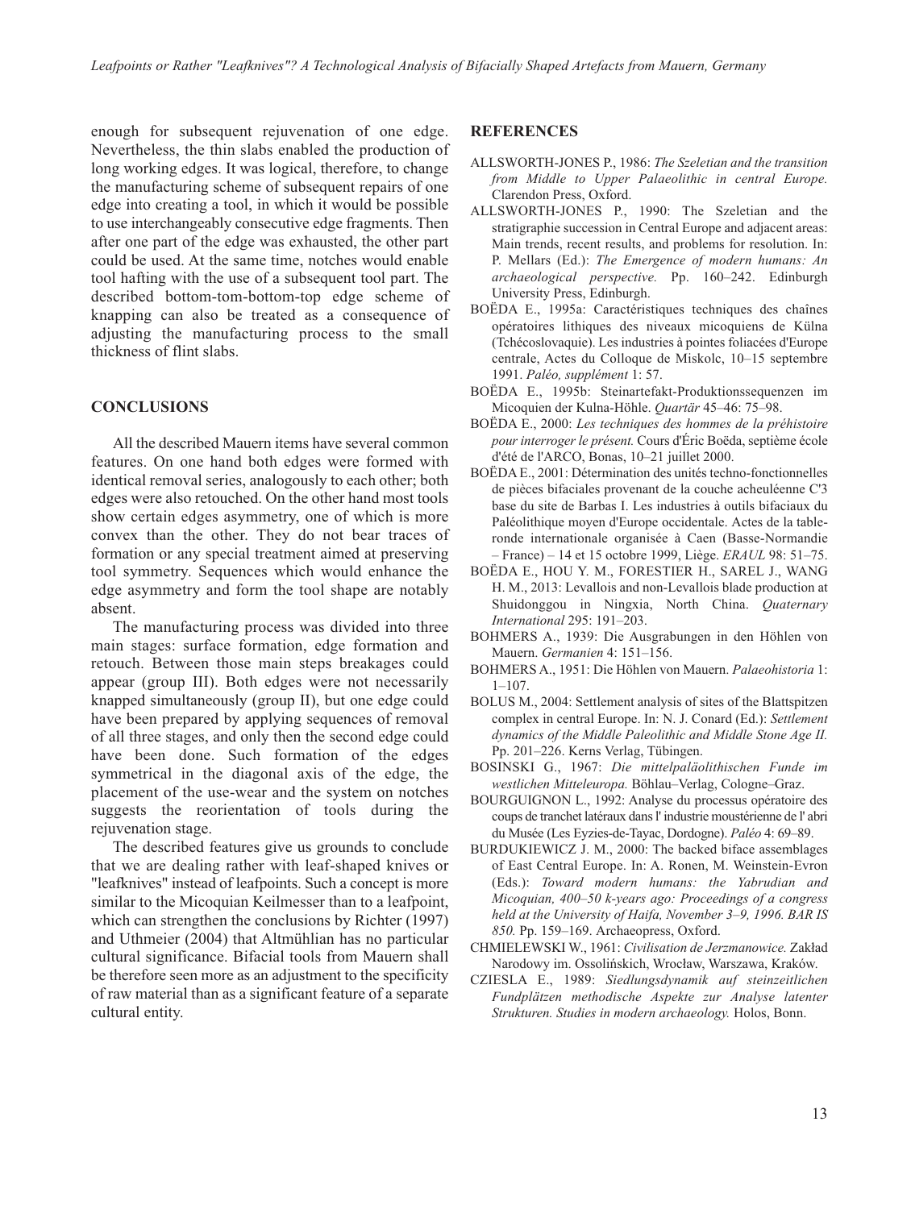enough for subsequent rejuvenation of one edge. Nevertheless, the thin slabs enabled the production of long working edges. It was logical, therefore, to change the manufacturing scheme of subsequent repairs of one edge into creating a tool, in which it would be possible to use interchangeably consecutive edge fragments. Then after one part of the edge was exhausted, the other part could be used. At the same time, notches would enable tool hafting with the use of a subsequent tool part. The described bottom-tom-bottom-top edge scheme of knapping can also be treated as a consequence of adjusting the manufacturing process to the small thickness of flint slabs.

## CONCLUSIONS

All the described Mauern items have several common features. On one hand both edges were formed with identical removal series, analogously to each other; both edges were also retouched. On the other hand most tools show certain edges asymmetry, one of which is more convex than the other. They do not bear traces of formation or any special treatment aimed at preserving tool symmetry. Sequences which would enhance the edge asymmetry and form the tool shape are notably absent.

The manufacturing process was divided into three main stages: surface formation, edge formation and retouch. Between those main steps breakages could appear (group III). Both edges were not necessarily knapped simultaneously (group II), but one edge could have been prepared by applying sequences of removal of all three stages, and only then the second edge could have been done. Such formation of the edges symmetrical in the diagonal axis of the edge, the placement of the use-wear and the system on notches suggests the reorientation of tools during the rejuvenation stage.

The described features give us grounds to conclude that we are dealing rather with leaf-shaped knives or "leafknives" instead of leafpoints. Such a concept is more similar to the Micoquian Keilmesser than to a leafpoint, which can strengthen the conclusions by Richter (1997) and Uthmeier (2004) that Altmühlian has no particular cultural significance. Bifacial tools from Mauern shall be therefore seen more as an adjustment to the specificity of raw material than as a significant feature of a separate cultural entity.

## REFERENCES

ALLSWORTH-JONES P., 1986: *The Szeletian and the transition from Middle to Upper Palaeolithic in central Europe.* Clarendon Press, Oxford.

ALLSWORTH-JONES P., 1990: The Szeletian and the stratigraphie succession in Central Europe and adjacent areas: Main trends, recent results, and problems for resolution. In: P. Mellars (Ed.): *The Emergence of modern humans: An archaeological perspective.* Pp. 160–242. Edinburgh University Press, Edinburgh.

BOËDA E., 1995a: Caractéristiques techniques des chaînes opératoires lithiques des niveaux micoquiens de Külna (Tchécoslovaquie). Les industries à pointes foliacées d'Europe centrale, Actes du Colloque de Miskolc, 10–15 septembre 1991. *Paléo, supplément* 1: 57.

BOËDA E., 1995b: Steinartefakt-Produktionssequenzen im Micoquien der Kulna-Höhle. *Quartär* 45–46: 75–98.

BOËDA E., 2000: *Les techniques des hommes de la préhistoire pour interroger le présent.* Cours d'Éric Boëda, septième école d'été de l'ARCO, Bonas, 10–21 juillet 2000.

BOËDA E., 2001: Détermination des unités techno-fonctionnelles de pièces bifaciales provenant de la couche acheuléenne C'3 base du site de Barbas I. Les industries à outils bifaciaux du Paléolithique moyen d'Europe occidentale. Actes de la table-ronde internationale organisée à Caen (Basse-Normandie – France) – 14 et 15 octobre 1999, Liège. *ERAUL* 98: 51–75.

BOËDA E., HOU Y. M., FORESTIER H., SAREL J., WANG H. M., 2013: Levallois and non-Levallois blade production at Shuidonggou in Ningxia, North China. *Quaternary International* 295: 191–203.

BOHMERS A., 1939: Die Ausgrabungen in den Höhlen von Mauern. *Germanien* 4: 151–156.

BOHMERS A., 1951: Die Höhlen von Mauern. *Palaeohistoria* 1: 1–107.

BOLUS M., 2004: Settlement analysis of sites of the Blattspitzen complex in central Europe. In: N. J. Conard (Ed.): *Settlement dynamics of the Middle Paleolithic and Middle Stone Age II.* Pp. 201–226. Kerns Verlag, Tübingen.

BOSINSKI G., 1967: *Die mittelpaläolithischen Funde im westlichen Mitteleuropa.* Böhlau–Verlag, Cologne–Graz.

BOURGUIGNON L., 1992: Analyse du processus opératoire des coups de tranchet latéraux dans l' industrie moustérienne de l' abri du Musée (Les Eyzies-de-Tayac, Dordogne). *Paléo* 4: 69–89.

BURDUKIEWICZ J. M., 2000: The backed biface assemblages of East Central Europe. In: A. Ronen, M. Weinstein-Evron (Eds.): *Toward modern humans: the Yabrudian and Micoquian, 400–50 k-years ago: Proceedings of a congress held at the University of Haifa, November 3–9, 1996. BAR IS 850.* Pp. 159–169. Archaeopress, Oxford.

CHMIELEWSKI W., 1961: *Civilisation de Jerzmanowice.* Zakład Narodowy im. Ossolińskich, Wrocław, Warszawa, Kraków.

CZIESLA E., 1989: *Siedlungsdynamik auf steinzeitlichen Fundplätzen methodische Aspekte zur Analyse latenter Strukturen. Studies in modern archaeology.* Holos, Bonn.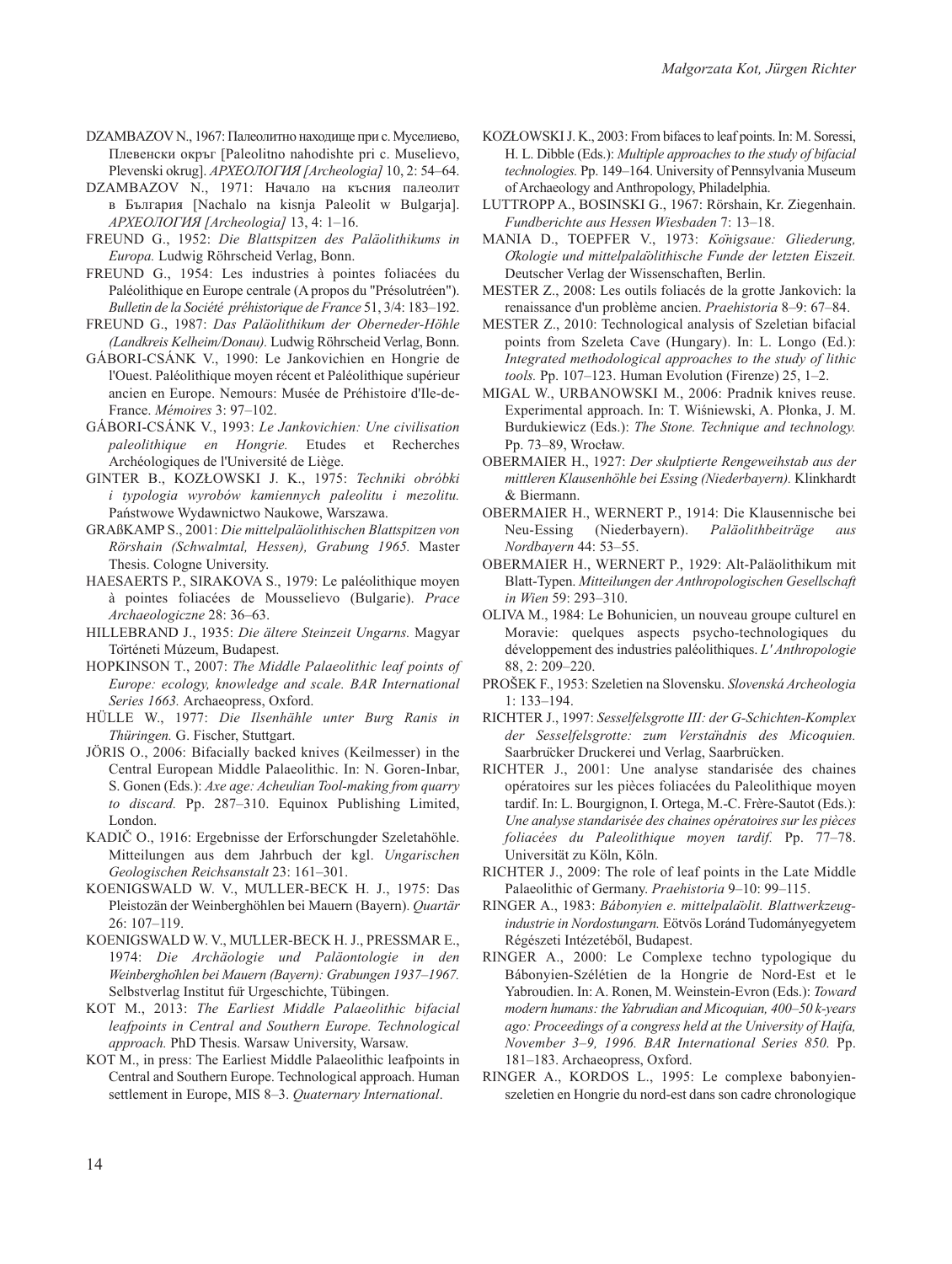DZAMBAZOV N., 1967: Палеолитно находище при с. Муселиево, Плевенски окръг [Paleolitno nahodishte pri c. Muselievo, Plevenski okrug]. *АРХЕОЛОГИЯ [Archeologia]* 10, 2: 54–64.

DZAMBAZOV N., 1971: Начало на късния палеолит в България [Nachalo na kisnja Paleolit w Bulgarja]. *АРХЕОЛОГИЯ [Archeologia]* 13, 4: 1–16.

FREUND G., 1952: *Die Blattspitzen des Paläolithikums in Europa.* Ludwig Röhrscheid Verlag, Bonn.

FREUND G., 1954: Les industries à pointes foliacées du Paléolithique en Europe centrale (A propos du "Présolutréen"). *Bulletin de la Société préhistorique de France* 51, 3/4: 183–192.

FREUND G., 1987: *Das Paläolithikum der Oberneder-Höhle (Landkreis Kelheim/Donau).* Ludwig Röhrscheid Verlag, Bonn.

GÁBORI-CSÁNK V., 1990: Le Jankovichien en Hongrie de l'Ouest. Paléolithique moyen récent et Paléolithique supérieur ancien en Europe. Nemours: Musée de Préhistoire d'Ile-de-France. *Mémoires* 3: 97–102.

GÁBORI-CSÁNK V., 1993: *Le Jankovichien: Une civilisation paleolithique en Hongrie.* Etudes et Recherches Archéologiques de l'Université de Liège.

GINTER B., KOZŁOWSKI J. K., 1975: *Techniki obróbki i typologia wyrobów kamiennych paleolitu i mezolitu.* Państwowe Wydawnictwo Naukowe, Warszawa.

GRAßKAMP S., 2001: *Die mittelpaläolithischen Blattspitzen von Rörshain (Schwalmtal, Hessen), Grabung 1965.* Master Thesis. Cologne University.

HAESAERTS P., SIRAKOVA S., 1979: Le paléolithique moyen à pointes foliacées de Mousselievo (Bulgarie). *Prace Archaeologiczne* 28: 36–63.

HILLEBRAND J., 1935: *Die ältere Steinzeit Ungarns.* Magyar Történeti Múzeum, Budapest.

HOPKINSON T., 2007: *The Middle Palaeolithic leaf points of Europe: ecology, knowledge and scale. BAR International Series 1663.* Archaeopress, Oxford.

HÜLLE W., 1977: *Die Ilsenhähle unter Burg Ranis in Thüringen.* G. Fischer, Stuttgart.

JÖRIS O., 2006: Bifacially backed knives (Keilmesser) in the Central European Middle Palaeolithic. In: N. Goren-Inbar, S. Gonen (Eds.): *Axe age: Acheulian Tool-making from quarry to discard.* Pp. 287–310. Equinox Publishing Limited, London.

KADIČ O., 1916: Ergebnisse der Erforschungder Szeletahöhle. Mitteilungen aus dem Jahrbuch der kgl. *Ungarischen Geologischen Reichsanstalt* 23: 161–301.

KOENIGSWALD W. V., MULLER-BECK H. J., 1975: Das Pleistozän der Weinberghöhlen bei Mauern (Bayern). *Quartär* 26: 107–119.

KOENIGSWALD W. V., MULLER-BECK H. J., PRESSMAR E., 1974: *Die Archäologie und Paläontologie in den Weinberghöhlen bei Mauern (Bayern): Grabungen 1937–1967.* Selbstverlag Institut für Urgeschichte, Tübingen.

KOT M., 2013: *The Earliest Middle Palaeolithic bifacial leafpoints in Central and Southern Europe. Technological approach.* PhD Thesis. Warsaw University, Warsaw.

KOT M., in press: The Earliest Middle Palaeolithic leafpoints in Central and Southern Europe. Technological approach. Human settlement in Europe, MIS 8–3. *Quaternary International*.

KOZŁOWSKI J. K., 2003: From bifaces to leaf points. In: M. Soressi, H. L. Dibble (Eds.): *Multiple approaches to the study of bifacial technologies.* Pp. 149–164. University of Pennsylvania Museum of Archaeology and Anthropology, Philadelphia.

LUTTROPP A., BOSINSKI G., 1967: Rörshain, Kr. Ziegenhain. *Fundberichte aus Hessen Wiesbaden* 7: 13–18.

MANIA D., TOEPFER V., 1973: *Königsaue: Gliederung, Ökologie und mittelpaläolithische Funde der letzten Eiszeit.* Deutscher Verlag der Wissenschaften, Berlin.

MESTER Z., 2008: Les outils foliacés de la grotte Jankovich: la renaissance d'un problème ancien. *Praehistoria* 8–9: 67–84.

MESTER Z., 2010: Technological analysis of Szeletian bifacial points from Szeleta Cave (Hungary). In: L. Longo (Ed.): *Integrated methodological approaches to the study of lithic tools.* Pp. 107–123. Human Evolution (Firenze) 25, 1–2.

MIGAL W., URBANOWSKI M., 2006: Pradnik knives reuse. Experimental approach. In: T. Wiśniewski, A. Płonka, J. M. Burdukiewicz (Eds.): *The Stone. Technique and technology.* Pp. 73–89, Wrocław.

OBERMAIER H., 1927: *Der skulptierte Rengeweihstab aus der mittleren Klausenhöhle bei Essing (Niederbayern).* Klinkhardt & Biermann.

OBERMAIER H., WERNERT P., 1914: Die Klausennische bei Neu-Essing (Niederbayern). *Paläolithbeiträge aus Nordbayern* 44: 53–55.

OBERMAIER H., WERNERT P., 1929: Alt-Paläolithikum mit Blatt-Typen. *Mitteilungen der Anthropologischen Gesellschaft in Wien* 59: 293–310.

OLIVA M., 1984: Le Bohunicien, un nouveau groupe culturel en Moravie: quelques aspects psycho-technologiques du développement des industries paléolithiques. *L'Anthropologie* 88, 2: 209–220.

PROŠEK F., 1953: Szeletien na Slovensku. *Slovenská Archeologia* 1: 133–194.

RICHTER J., 1997: *Sesselfelsgrotte III: der G-Schichten-Komplex der Sesselfelsgrotte: zum Verständnis des Micoquien.* Saarbrücker Druckerei und Verlag, Saarbrücken.

RICHTER J., 2001: Une analyse standarisée des chaines opératoires sur les pièces foliacées du Paleolithique moyen tardif. In: L. Bourgignon, I. Ortega, M.-C. Frère-Sautot (Eds.): *Une analyse standarisée des chaines opératoires sur les pièces foliacées du Paleolithique moyen tardif.* Pp. 77–78. Universität zu Köln, Köln.

RICHTER J., 2009: The role of leaf points in the Late Middle Palaeolithic of Germany. *Praehistoria* 9–10: 99–115.

RINGER A., 1983: *Bábonyien e. mittelpaläolit. Blattwerkzeug-industrie in Nordostungarn.* Eötvös Loránd Tudományegyetem Régészeti Intézetéből, Budapest.

RINGER A., 2000: Le Complexe techno typologique du Bábonyien-Szélétien de la Hongrie de Nord-Est et le Yabroudien. In: A. Ronen, M. Weinstein-Evron (Eds.): *Toward modern humans: the Yabrudian and Micoquian, 400–50 k-years ago: Proceedings of a congress held at the University of Haifa, November 3–9, 1996. BAR International Series 850.* Pp. 181–183. Archaeopress, Oxford.

RINGER A., KORDOS L., 1995: Le complexe babonyien-szeletien en Hongrie du nord-est dans son cadre chronologique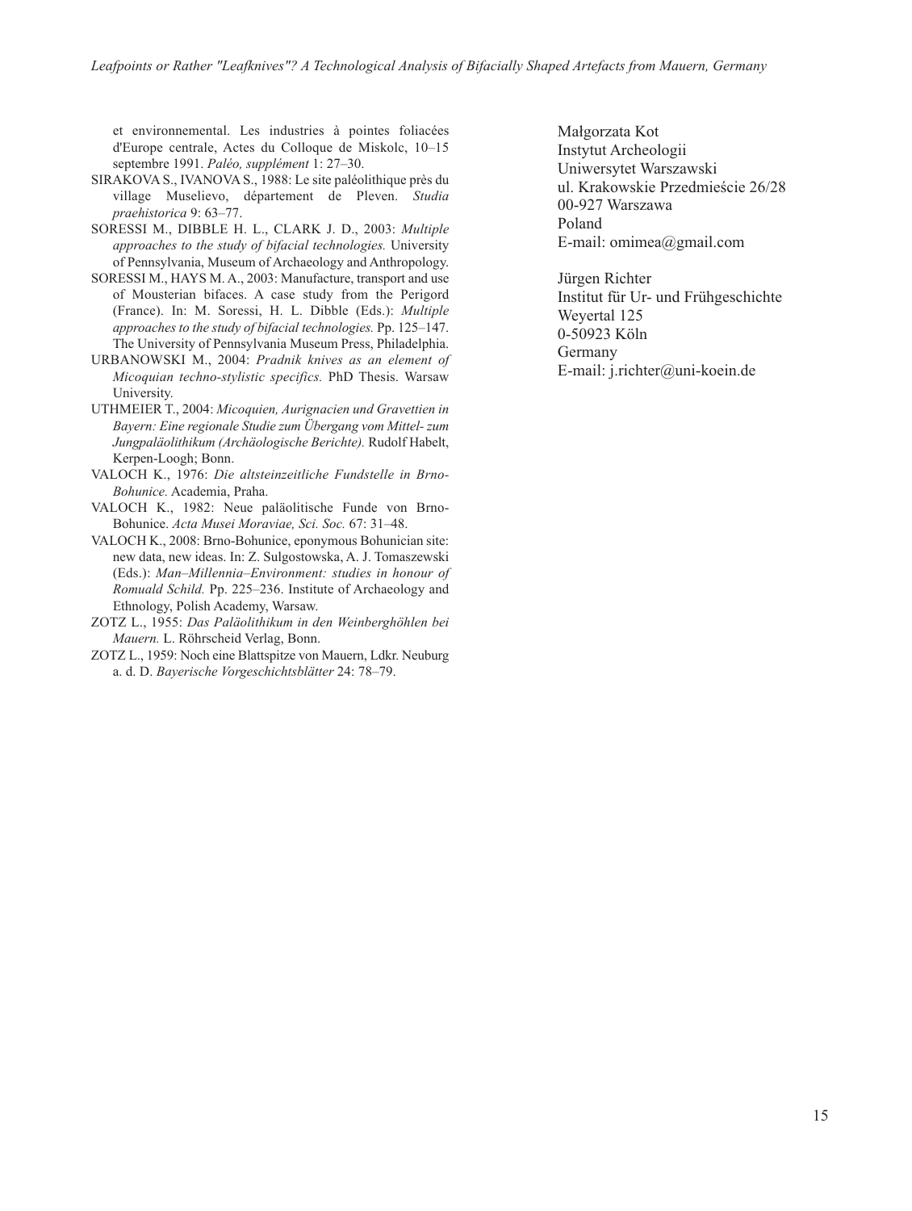et environnemental. Les industries à pointes foliacées d'Europe centrale, Actes du Colloque de Miskolc, 10–15 septembre 1991. *Paléo, supplément* 1: 27–30.

SIRAKOVA S., IVANOVA S., 1988: Le site paléolithique près du village Muselievo, département de Pleven. *Studia praehistorica* 9: 63–77.

SORESSI M., DIBBLE H. L., CLARK J. D., 2003: *Multiple approaches to the study of bifacial technologies.* University of Pennsylvania, Museum of Archaeology and Anthropology.

SORESSI M., HAYS M. A., 2003: Manufacture, transport and use of Mousterian bifaces. A case study from the Perigord (France). In: M. Soressi, H. L. Dibble (Eds.): *Multiple approaches to the study of bifacial technologies.* Pp. 125–147. The University of Pennsylvania Museum Press, Philadelphia.

URBANOWSKI M., 2004: *Pradnik knives as an element of Micoquian techno-stylistic specifics.* PhD Thesis. Warsaw University.

UTHMEIER T., 2004: *Micoquien, Aurignacien und Gravettien in Bayern: Eine regionale Studie zum Übergang vom Mittel- zum Jungpaläolithikum (Archäologische Berichte).* Rudolf Habelt, Kerpen-Loogh; Bonn.

VALOCH K., 1976: *Die altsteinzeitliche Fundstelle in Brno-Bohunice.* Academia, Praha.

VALOCH K., 1982: Neue paläolitische Funde von Brno-Bohunice. *Acta Musei Moraviae, Sci. Soc.* 67: 31–48.

VALOCH K., 2008: Brno-Bohunice, eponymous Bohunician site: new data, new ideas. In: Z. Sulgostowska, A. J. Tomaszewski (Eds.): *Man–Millennia–Environment: studies in honour of Romuald Schild.* Pp. 225–236. Institute of Archaeology and Ethnology, Polish Academy, Warsaw.

ZOTZ L., 1955: *Das Paläolithikum in den Weinberghöhlen bei Mauern.* L. Röhrscheid Verlag, Bonn.

ZOTZ L., 1959: Noch eine Blattspitze von Mauern, Ldkr. Neuburg a. d. D. *Bayerische Vorgeschichtsblätter* 24: 78–79.

Małgorzata Kot
Instytut Archeologii
Uniwersytet Warszawski
ul. Krakowskie Przedmieście 26/28
00-927 Warszawa
Poland
E-mail: omimea@gmail.com

Jürgen Richter
Institut für Ur- und Frühgeschichte
Weyertal 125
0-50923 Köln
Germany
E-mail: j.richter@uni-koein.de